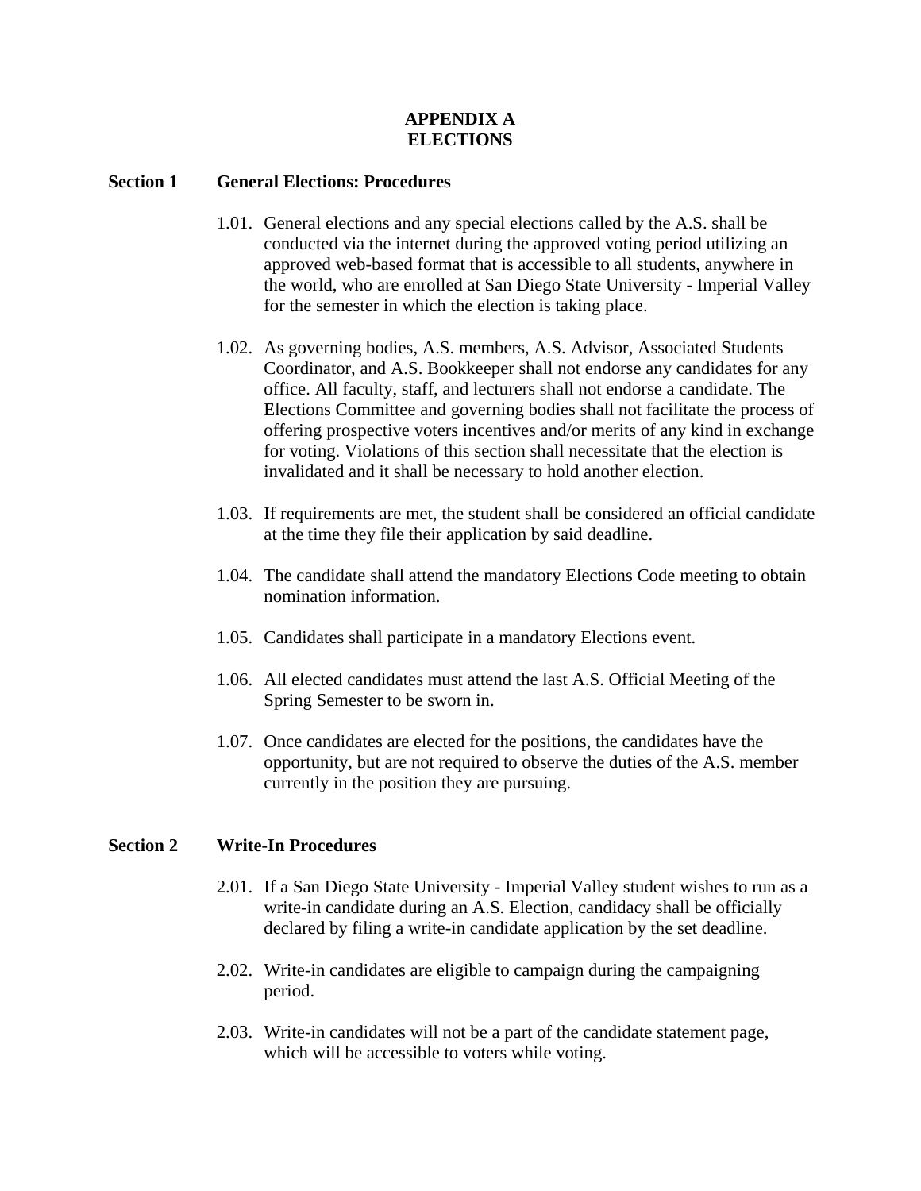# APPENDIX A
# ELECTIONS

## Section 1 General Elections: Procedures

1.01. General elections and any special elections called by the A.S. shall be conducted via the internet during the approved voting period utilizing an approved web-based format that is accessible to all students, anywhere in the world, who are enrolled at San Diego State University - Imperial Valley for the semester in which the election is taking place.

1.02. As governing bodies, A.S. members, A.S. Advisor, Associated Students Coordinator, and A.S. Bookkeeper shall not endorse any candidates for any office. All faculty, staff, and lecturers shall not endorse a candidate. The Elections Committee and governing bodies shall not facilitate the process of offering prospective voters incentives and/or merits of any kind in exchange for voting. Violations of this section shall necessitate that the election is invalidated and it shall be necessary to hold another election.

1.03. If requirements are met, the student shall be considered an official candidate at the time they file their application by said deadline.

1.04. The candidate shall attend the mandatory Elections Code meeting to obtain nomination information.

1.05. Candidates shall participate in a mandatory Elections event.

1.06. All elected candidates must attend the last A.S. Official Meeting of the Spring Semester to be sworn in.

1.07. Once candidates are elected for the positions, the candidates have the opportunity, but are not required to observe the duties of the A.S. member currently in the position they are pursuing.

## Section 2 Write-In Procedures

2.01. If a San Diego State University - Imperial Valley student wishes to run as a write-in candidate during an A.S. Election, candidacy shall be officially declared by filing a write-in candidate application by the set deadline.

2.02. Write-in candidates are eligible to campaign during the campaigning period.

2.03. Write-in candidates will not be a part of the candidate statement page, which will be accessible to voters while voting.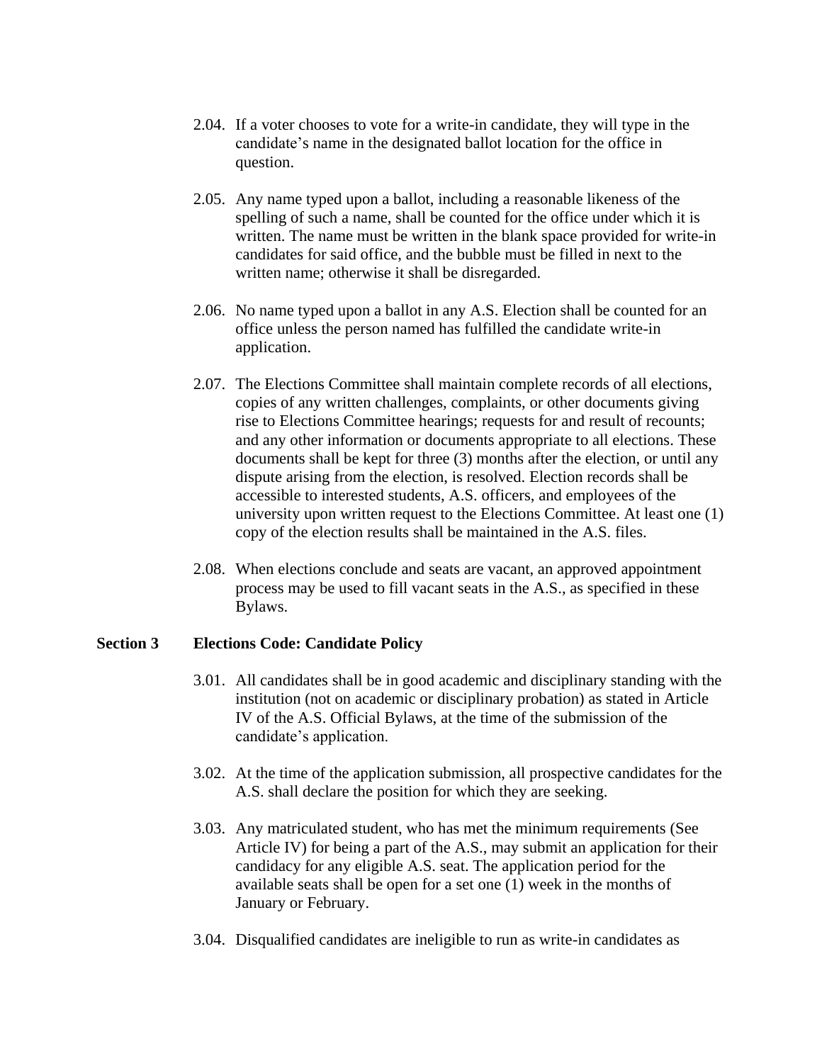2.04. If a voter chooses to vote for a write-in candidate, they will type in the candidate's name in the designated ballot location for the office in question.

2.05. Any name typed upon a ballot, including a reasonable likeness of the spelling of such a name, shall be counted for the office under which it is written. The name must be written in the blank space provided for write-in candidates for said office, and the bubble must be filled in next to the written name; otherwise it shall be disregarded.

2.06. No name typed upon a ballot in any A.S. Election shall be counted for an office unless the person named has fulfilled the candidate write-in application.

2.07. The Elections Committee shall maintain complete records of all elections, copies of any written challenges, complaints, or other documents giving rise to Elections Committee hearings; requests for and result of recounts; and any other information or documents appropriate to all elections. These documents shall be kept for three (3) months after the election, or until any dispute arising from the election, is resolved. Election records shall be accessible to interested students, A.S. officers, and employees of the university upon written request to the Elections Committee. At least one (1) copy of the election results shall be maintained in the A.S. files.

2.08. When elections conclude and seats are vacant, an approved appointment process may be used to fill vacant seats in the A.S., as specified in these Bylaws.

**Section 3 Elections Code: Candidate Policy**

3.01. All candidates shall be in good academic and disciplinary standing with the institution (not on academic or disciplinary probation) as stated in Article IV of the A.S. Official Bylaws, at the time of the submission of the candidate's application.

3.02. At the time of the application submission, all prospective candidates for the A.S. shall declare the position for which they are seeking.

3.03. Any matriculated student, who has met the minimum requirements (See Article IV) for being a part of the A.S., may submit an application for their candidacy for any eligible A.S. seat. The application period for the available seats shall be open for a set one (1) week in the months of January or February.

3.04. Disqualified candidates are ineligible to run as write-in candidates as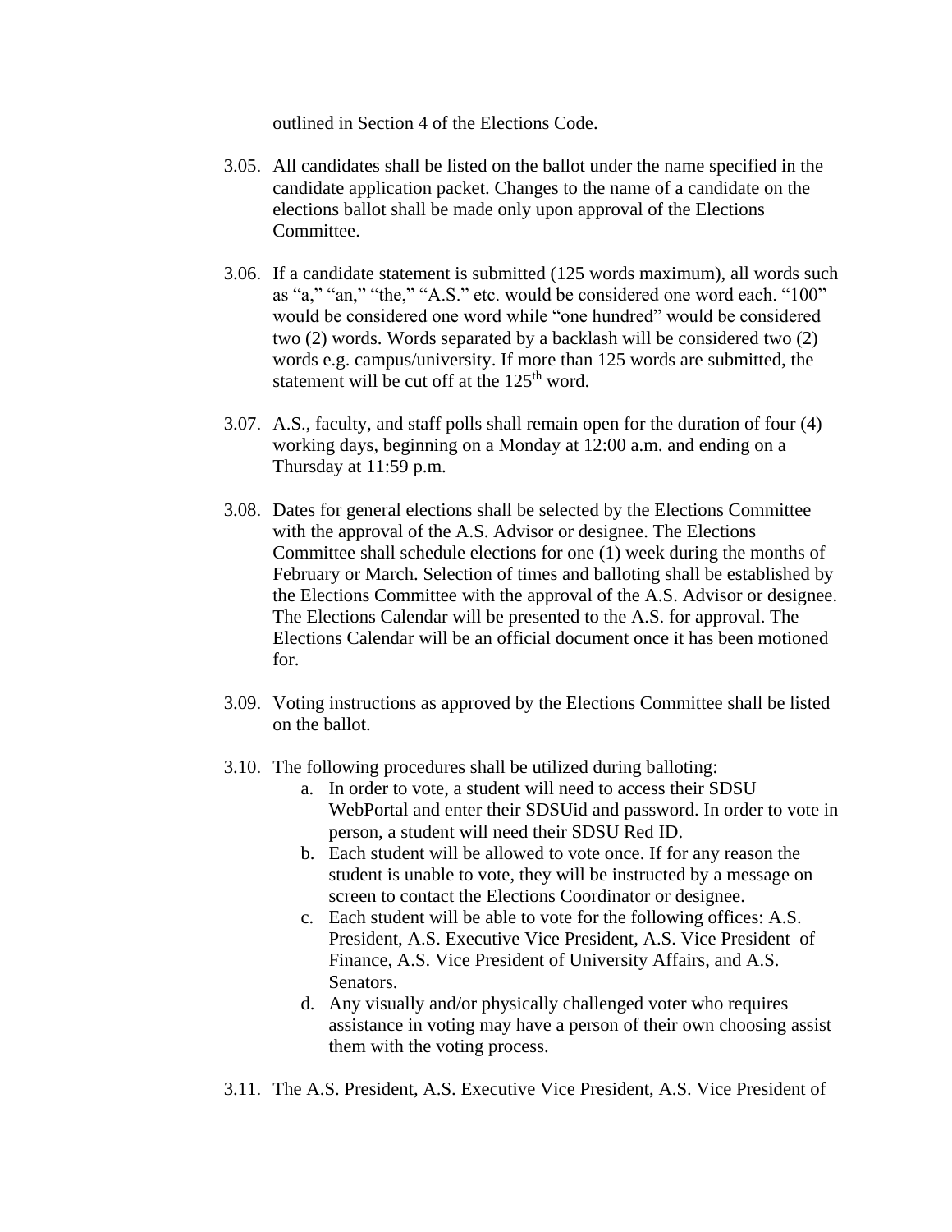outlined in Section 4 of the Elections Code.

3.05. All candidates shall be listed on the ballot under the name specified in the candidate application packet. Changes to the name of a candidate on the elections ballot shall be made only upon approval of the Elections Committee.

3.06. If a candidate statement is submitted (125 words maximum), all words such as "a," "an," "the," "A.S." etc. would be considered one word each. "100" would be considered one word while "one hundred" would be considered two (2) words. Words separated by a backlash will be considered two (2) words e.g. campus/university. If more than 125 words are submitted, the statement will be cut off at the 125th word.

3.07. A.S., faculty, and staff polls shall remain open for the duration of four (4) working days, beginning on a Monday at 12:00 a.m. and ending on a Thursday at 11:59 p.m.

3.08. Dates for general elections shall be selected by the Elections Committee with the approval of the A.S. Advisor or designee. The Elections Committee shall schedule elections for one (1) week during the months of February or March. Selection of times and balloting shall be established by the Elections Committee with the approval of the A.S. Advisor or designee. The Elections Calendar will be presented to the A.S. for approval. The Elections Calendar will be an official document once it has been motioned for.

3.09. Voting instructions as approved by the Elections Committee shall be listed on the ballot.

3.10. The following procedures shall be utilized during balloting:

   a. In order to vote, a student will need to access their SDSU WebPortal and enter their SDSUid and password. In order to vote in person, a student will need their SDSU Red ID.
   b. Each student will be allowed to vote once. If for any reason the student is unable to vote, they will be instructed by a message on screen to contact the Elections Coordinator or designee.
   c. Each student will be able to vote for the following offices: A.S. President, A.S. Executive Vice President, A.S. Vice President of Finance, A.S. Vice President of University Affairs, and A.S. Senators.
   d. Any visually and/or physically challenged voter who requires assistance in voting may have a person of their own choosing assist them with the voting process.

3.11. The A.S. President, A.S. Executive Vice President, A.S. Vice President of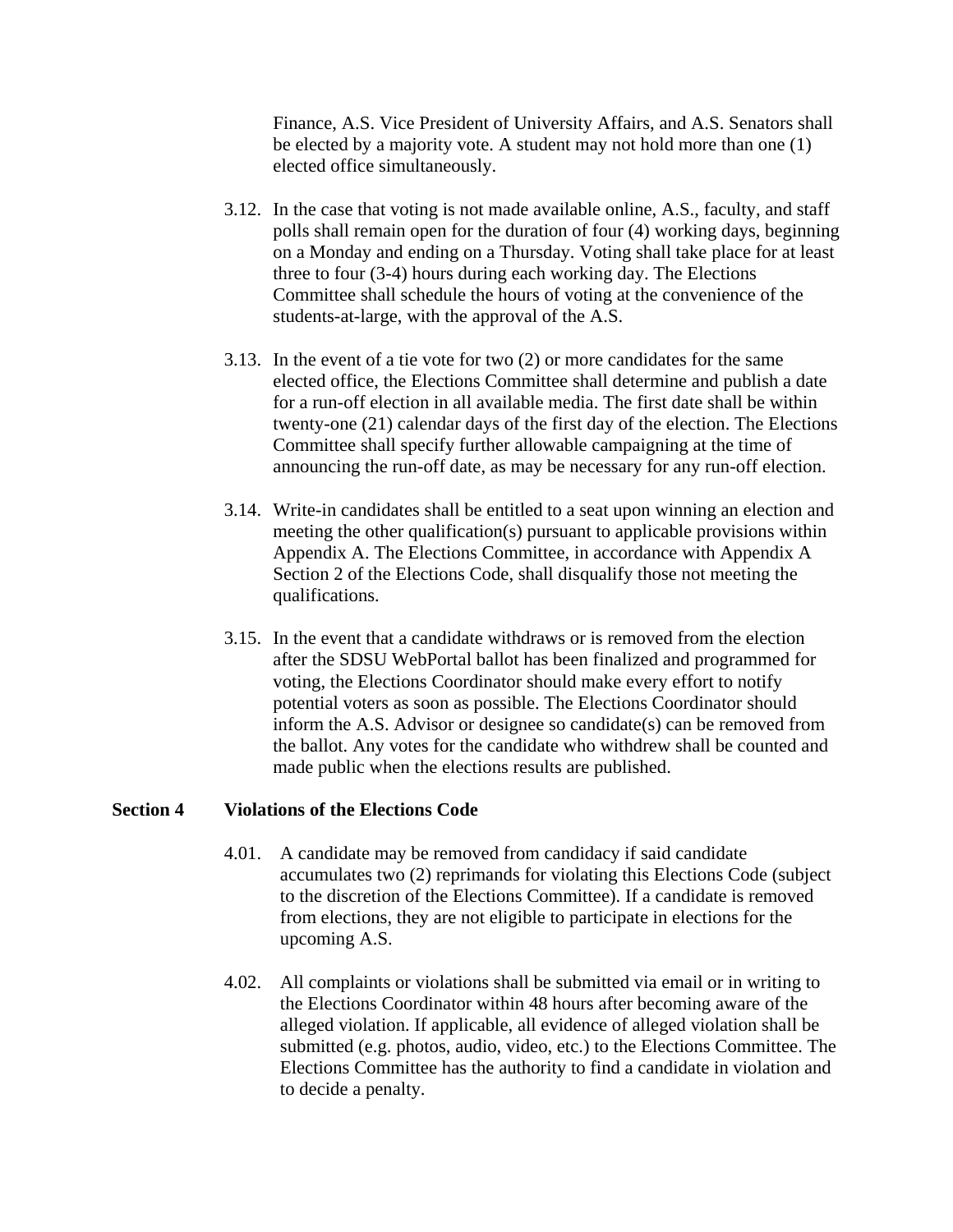Finance, A.S. Vice President of University Affairs, and A.S. Senators shall be elected by a majority vote. A student may not hold more than one (1) elected office simultaneously.

3.12. In the case that voting is not made available online, A.S., faculty, and staff polls shall remain open for the duration of four (4) working days, beginning on a Monday and ending on a Thursday. Voting shall take place for at least three to four (3-4) hours during each working day. The Elections Committee shall schedule the hours of voting at the convenience of the students-at-large, with the approval of the A.S.

3.13. In the event of a tie vote for two (2) or more candidates for the same elected office, the Elections Committee shall determine and publish a date for a run-off election in all available media. The first date shall be within twenty-one (21) calendar days of the first day of the election. The Elections Committee shall specify further allowable campaigning at the time of announcing the run-off date, as may be necessary for any run-off election.

3.14. Write-in candidates shall be entitled to a seat upon winning an election and meeting the other qualification(s) pursuant to applicable provisions within Appendix A. The Elections Committee, in accordance with Appendix A Section 2 of the Elections Code, shall disqualify those not meeting the qualifications.

3.15. In the event that a candidate withdraws or is removed from the election after the SDSU WebPortal ballot has been finalized and programmed for voting, the Elections Coordinator should make every effort to notify potential voters as soon as possible. The Elections Coordinator should inform the A.S. Advisor or designee so candidate(s) can be removed from the ballot. Any votes for the candidate who withdrew shall be counted and made public when the elections results are published.

**Section 4 Violations of the Elections Code**

4.01. A candidate may be removed from candidacy if said candidate accumulates two (2) reprimands for violating this Elections Code (subject to the discretion of the Elections Committee). If a candidate is removed from elections, they are not eligible to participate in elections for the upcoming A.S.

4.02. All complaints or violations shall be submitted via email or in writing to the Elections Coordinator within 48 hours after becoming aware of the alleged violation. If applicable, all evidence of alleged violation shall be submitted (e.g. photos, audio, video, etc.) to the Elections Committee. The Elections Committee has the authority to find a candidate in violation and to decide a penalty.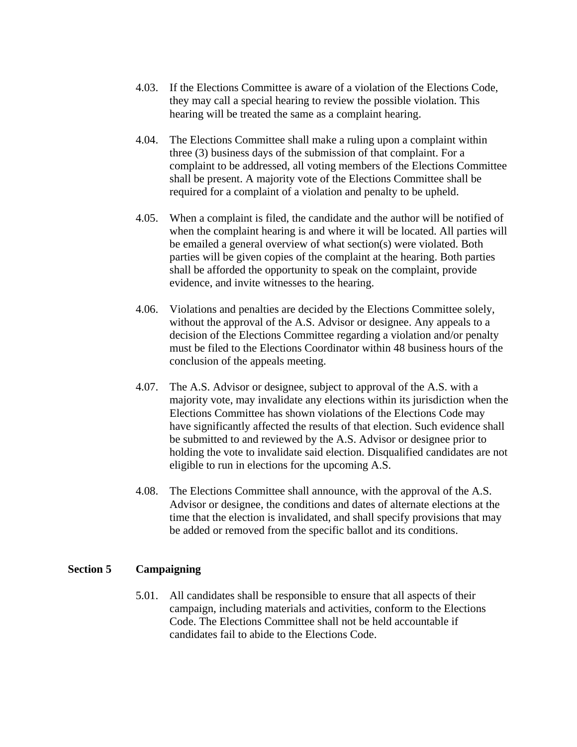4.03. If the Elections Committee is aware of a violation of the Elections Code, they may call a special hearing to review the possible violation. This hearing will be treated the same as a complaint hearing.

4.04. The Elections Committee shall make a ruling upon a complaint within three (3) business days of the submission of that complaint. For a complaint to be addressed, all voting members of the Elections Committee shall be present. A majority vote of the Elections Committee shall be required for a complaint of a violation and penalty to be upheld.

4.05. When a complaint is filed, the candidate and the author will be notified of when the complaint hearing is and where it will be located. All parties will be emailed a general overview of what section(s) were violated. Both parties will be given copies of the complaint at the hearing. Both parties shall be afforded the opportunity to speak on the complaint, provide evidence, and invite witnesses to the hearing.

4.06. Violations and penalties are decided by the Elections Committee solely, without the approval of the A.S. Advisor or designee. Any appeals to a decision of the Elections Committee regarding a violation and/or penalty must be filed to the Elections Coordinator within 48 business hours of the conclusion of the appeals meeting.

4.07. The A.S. Advisor or designee, subject to approval of the A.S. with a majority vote, may invalidate any elections within its jurisdiction when the Elections Committee has shown violations of the Elections Code may have significantly affected the results of that election. Such evidence shall be submitted to and reviewed by the A.S. Advisor or designee prior to holding the vote to invalidate said election. Disqualified candidates are not eligible to run in elections for the upcoming A.S.

4.08. The Elections Committee shall announce, with the approval of the A.S. Advisor or designee, the conditions and dates of alternate elections at the time that the election is invalidated, and shall specify provisions that may be added or removed from the specific ballot and its conditions.

## Section 5 Campaigning

5.01. All candidates shall be responsible to ensure that all aspects of their campaign, including materials and activities, conform to the Elections Code. The Elections Committee shall not be held accountable if candidates fail to abide to the Elections Code.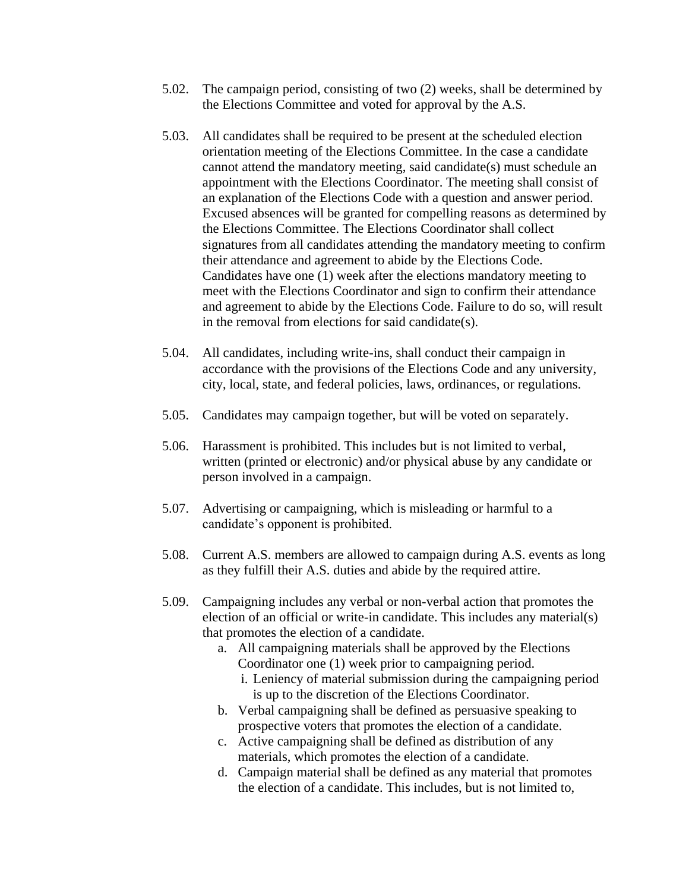5.02. The campaign period, consisting of two (2) weeks, shall be determined by the Elections Committee and voted for approval by the A.S.

5.03. All candidates shall be required to be present at the scheduled election orientation meeting of the Elections Committee. In the case a candidate cannot attend the mandatory meeting, said candidate(s) must schedule an appointment with the Elections Coordinator. The meeting shall consist of an explanation of the Elections Code with a question and answer period. Excused absences will be granted for compelling reasons as determined by the Elections Committee. The Elections Coordinator shall collect signatures from all candidates attending the mandatory meeting to confirm their attendance and agreement to abide by the Elections Code. Candidates have one (1) week after the elections mandatory meeting to meet with the Elections Coordinator and sign to confirm their attendance and agreement to abide by the Elections Code. Failure to do so, will result in the removal from elections for said candidate(s).

5.04. All candidates, including write-ins, shall conduct their campaign in accordance with the provisions of the Elections Code and any university, city, local, state, and federal policies, laws, ordinances, or regulations.

5.05. Candidates may campaign together, but will be voted on separately.

5.06. Harassment is prohibited. This includes but is not limited to verbal, written (printed or electronic) and/or physical abuse by any candidate or person involved in a campaign.

5.07. Advertising or campaigning, which is misleading or harmful to a candidate's opponent is prohibited.

5.08. Current A.S. members are allowed to campaign during A.S. events as long as they fulfill their A.S. duties and abide by the required attire.

5.09. Campaigning includes any verbal or non-verbal action that promotes the election of an official or write-in candidate. This includes any material(s) that promotes the election of a candidate.

   a. All campaigning materials shall be approved by the Elections Coordinator one (1) week prior to campaigning period.
      i. Leniency of material submission during the campaigning period is up to the discretion of the Elections Coordinator.
   b. Verbal campaigning shall be defined as persuasive speaking to prospective voters that promotes the election of a candidate.
   c. Active campaigning shall be defined as distribution of any materials, which promotes the election of a candidate.
   d. Campaign material shall be defined as any material that promotes the election of a candidate. This includes, but is not limited to,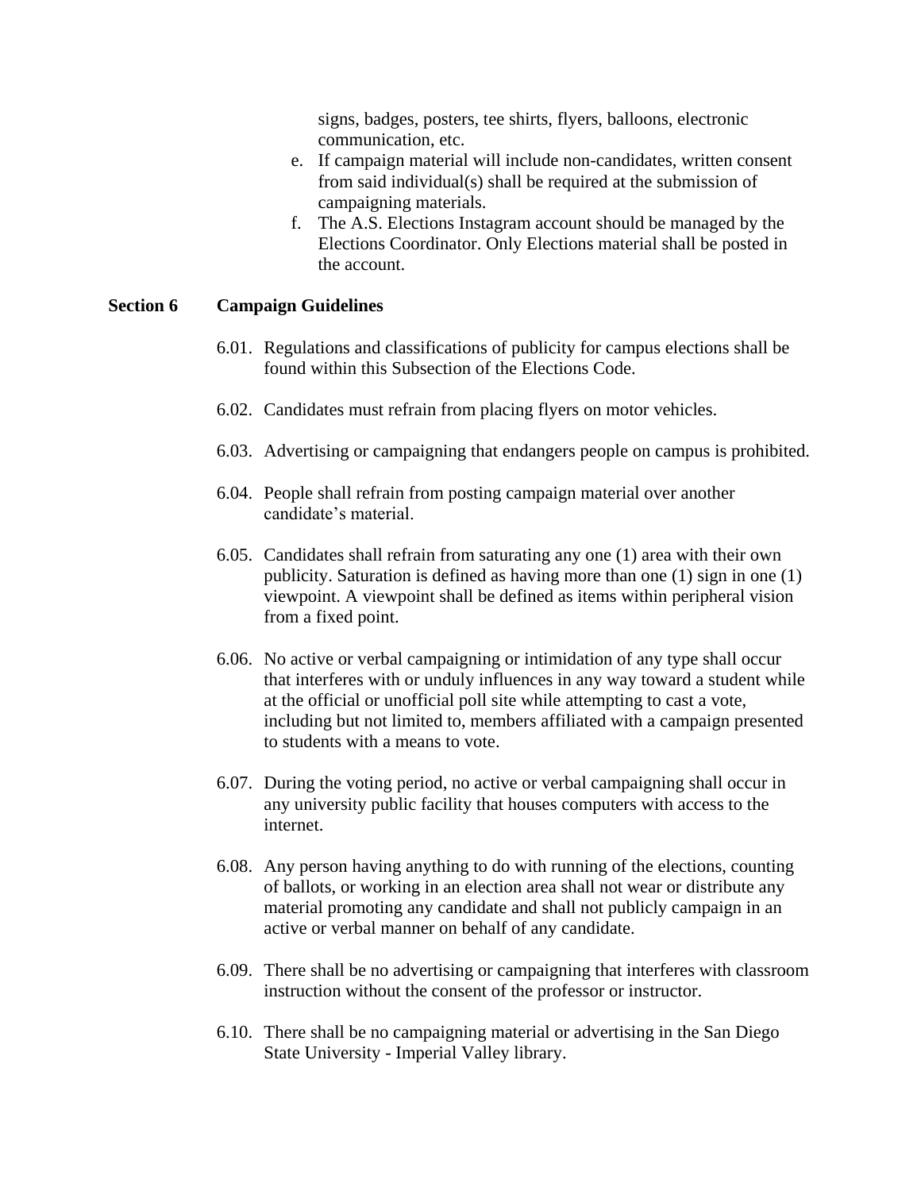signs, badges, posters, tee shirts, flyers, balloons, electronic communication, etc.

e. If campaign material will include non-candidates, written consent from said individual(s) shall be required at the submission of campaigning materials.
f. The A.S. Elections Instagram account should be managed by the Elections Coordinator. Only Elections material shall be posted in the account.

## Section 6 Campaign Guidelines

6.01. Regulations and classifications of publicity for campus elections shall be found within this Subsection of the Elections Code.

6.02. Candidates must refrain from placing flyers on motor vehicles.

6.03. Advertising or campaigning that endangers people on campus is prohibited.

6.04. People shall refrain from posting campaign material over another candidate's material.

6.05. Candidates shall refrain from saturating any one (1) area with their own publicity. Saturation is defined as having more than one (1) sign in one (1) viewpoint. A viewpoint shall be defined as items within peripheral vision from a fixed point.

6.06. No active or verbal campaigning or intimidation of any type shall occur that interferes with or unduly influences in any way toward a student while at the official or unofficial poll site while attempting to cast a vote, including but not limited to, members affiliated with a campaign presented to students with a means to vote.

6.07. During the voting period, no active or verbal campaigning shall occur in any university public facility that houses computers with access to the internet.

6.08. Any person having anything to do with running of the elections, counting of ballots, or working in an election area shall not wear or distribute any material promoting any candidate and shall not publicly campaign in an active or verbal manner on behalf of any candidate.

6.09. There shall be no advertising or campaigning that interferes with classroom instruction without the consent of the professor or instructor.

6.10. There shall be no campaigning material or advertising in the San Diego State University - Imperial Valley library.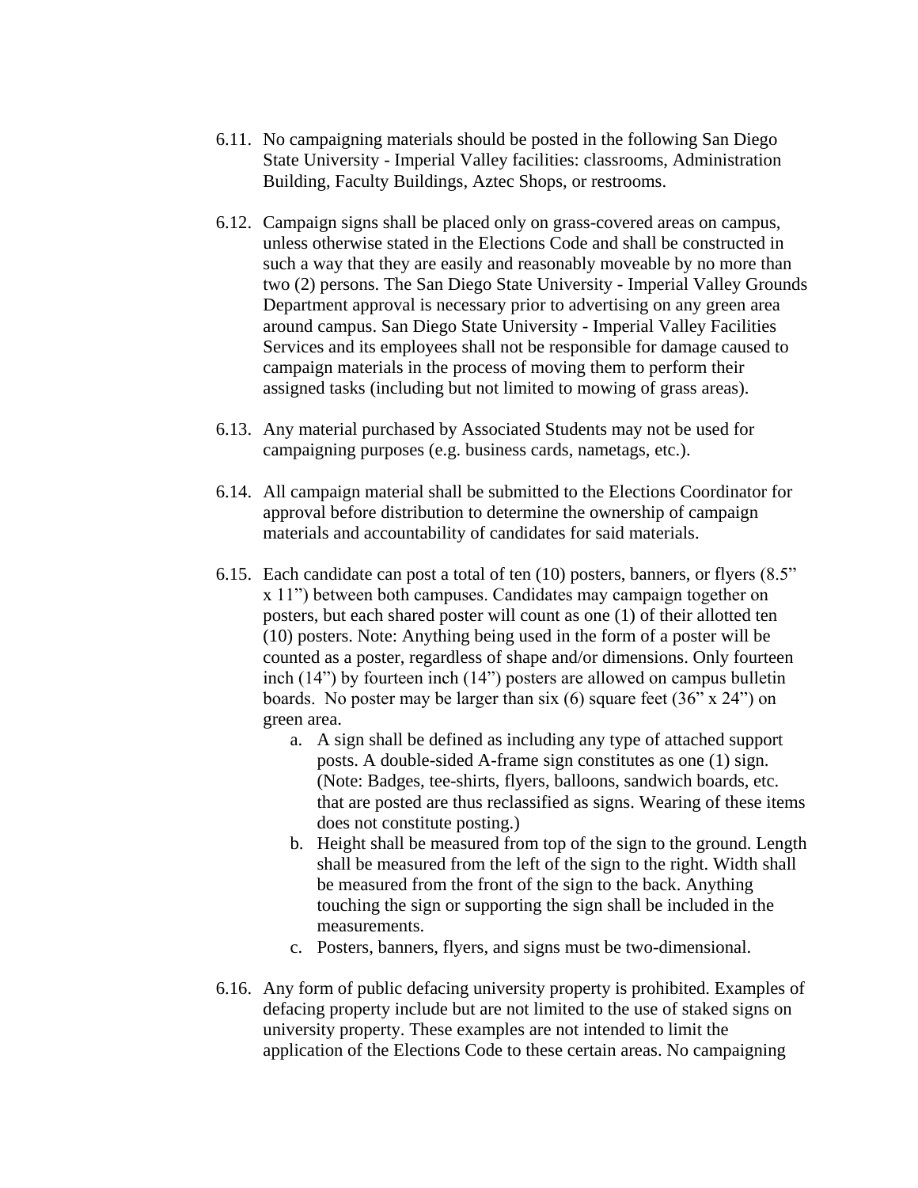6.11. No campaigning materials should be posted in the following San Diego State University - Imperial Valley facilities: classrooms, Administration Building, Faculty Buildings, Aztec Shops, or restrooms.

6.12. Campaign signs shall be placed only on grass-covered areas on campus, unless otherwise stated in the Elections Code and shall be constructed in such a way that they are easily and reasonably moveable by no more than two (2) persons. The San Diego State University - Imperial Valley Grounds Department approval is necessary prior to advertising on any green area around campus. San Diego State University - Imperial Valley Facilities Services and its employees shall not be responsible for damage caused to campaign materials in the process of moving them to perform their assigned tasks (including but not limited to mowing of grass areas).

6.13. Any material purchased by Associated Students may not be used for campaigning purposes (e.g. business cards, nametags, etc.).

6.14. All campaign material shall be submitted to the Elections Coordinator for approval before distribution to determine the ownership of campaign materials and accountability of candidates for said materials.

6.15. Each candidate can post a total of ten (10) posters, banners, or flyers (8.5" x 11") between both campuses. Candidates may campaign together on posters, but each shared poster will count as one (1) of their allotted ten (10) posters. Note: Anything being used in the form of a poster will be counted as a poster, regardless of shape and/or dimensions. Only fourteen inch (14") by fourteen inch (14") posters are allowed on campus bulletin boards. No poster may be larger than six (6) square feet (36" x 24") on green area.

   a. A sign shall be defined as including any type of attached support posts. A double-sided A-frame sign constitutes as one (1) sign. (Note: Badges, tee-shirts, flyers, balloons, sandwich boards, etc. that are posted are thus reclassified as signs. Wearing of these items does not constitute posting.)
   b. Height shall be measured from top of the sign to the ground. Length shall be measured from the left of the sign to the right. Width shall be measured from the front of the sign to the back. Anything touching the sign or supporting the sign shall be included in the measurements.
   c. Posters, banners, flyers, and signs must be two-dimensional.

6.16. Any form of public defacing university property is prohibited. Examples of defacing property include but are not limited to the use of staked signs on university property. These examples are not intended to limit the application of the Elections Code to these certain areas. No campaigning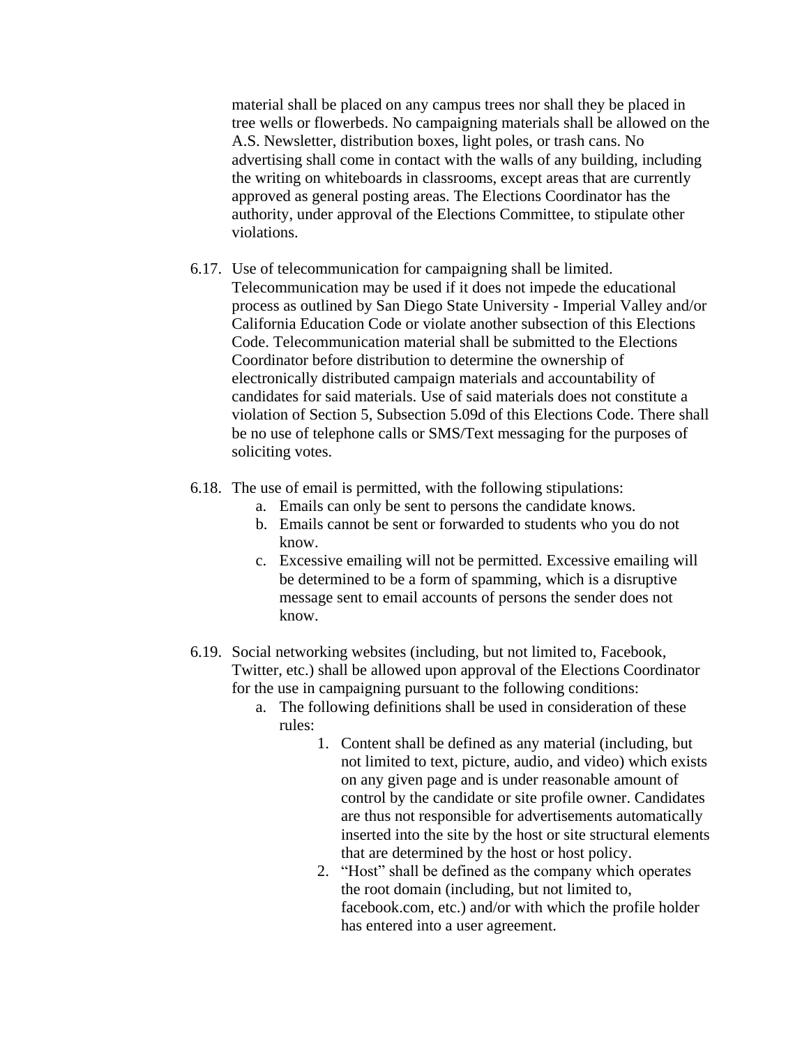material shall be placed on any campus trees nor shall they be placed in tree wells or flowerbeds. No campaigning materials shall be allowed on the A.S. Newsletter, distribution boxes, light poles, or trash cans. No advertising shall come in contact with the walls of any building, including the writing on whiteboards in classrooms, except areas that are currently approved as general posting areas. The Elections Coordinator has the authority, under approval of the Elections Committee, to stipulate other violations.

6.17. Use of telecommunication for campaigning shall be limited. Telecommunication may be used if it does not impede the educational process as outlined by San Diego State University - Imperial Valley and/or California Education Code or violate another subsection of this Elections Code. Telecommunication material shall be submitted to the Elections Coordinator before distribution to determine the ownership of electronically distributed campaign materials and accountability of candidates for said materials. Use of said materials does not constitute a violation of Section 5, Subsection 5.09d of this Elections Code. There shall be no use of telephone calls or SMS/Text messaging for the purposes of soliciting votes.

6.18. The use of email is permitted, with the following stipulations:
   a. Emails can only be sent to persons the candidate knows.
   b. Emails cannot be sent or forwarded to students who you do not know.
   c. Excessive emailing will not be permitted. Excessive emailing will be determined to be a form of spamming, which is a disruptive message sent to email accounts of persons the sender does not know.

6.19. Social networking websites (including, but not limited to, Facebook, Twitter, etc.) shall be allowed upon approval of the Elections Coordinator for the use in campaigning pursuant to the following conditions:
   a. The following definitions shall be used in consideration of these rules:
      1. Content shall be defined as any material (including, but not limited to text, picture, audio, and video) which exists on any given page and is under reasonable amount of control by the candidate or site profile owner. Candidates are thus not responsible for advertisements automatically inserted into the site by the host or site structural elements that are determined by the host or host policy.
      2. "Host" shall be defined as the company which operates the root domain (including, but not limited to, facebook.com, etc.) and/or with which the profile holder has entered into a user agreement.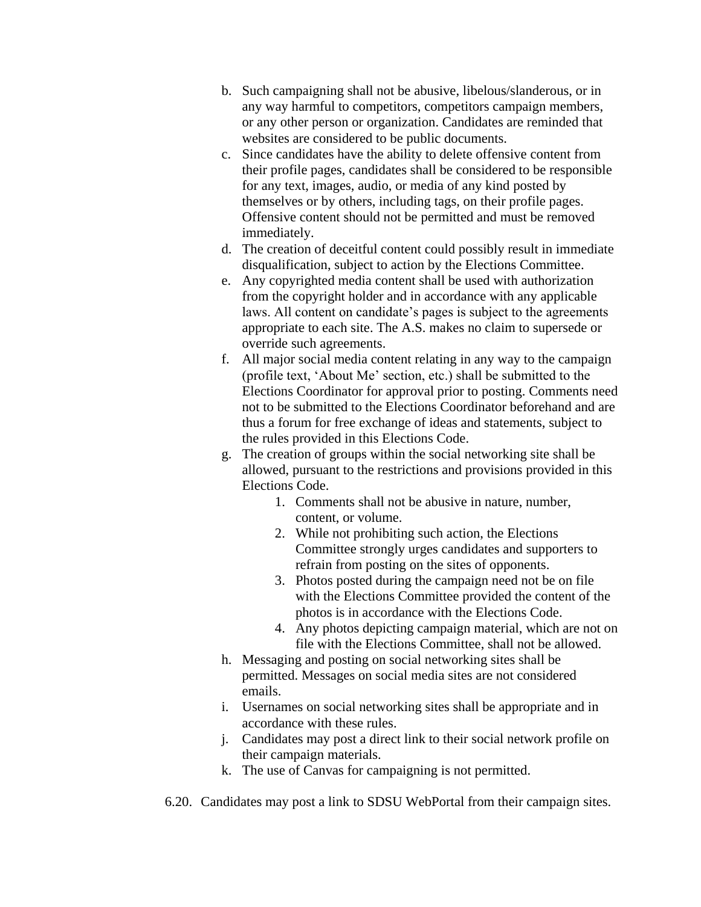b. Such campaigning shall not be abusive, libelous/slanderous, or in any way harmful to competitors, competitors campaign members, or any other person or organization. Candidates are reminded that websites are considered to be public documents.

c. Since candidates have the ability to delete offensive content from their profile pages, candidates shall be considered to be responsible for any text, images, audio, or media of any kind posted by themselves or by others, including tags, on their profile pages. Offensive content should not be permitted and must be removed immediately.

d. The creation of deceitful content could possibly result in immediate disqualification, subject to action by the Elections Committee.

e. Any copyrighted media content shall be used with authorization from the copyright holder and in accordance with any applicable laws. All content on candidate's pages is subject to the agreements appropriate to each site. The A.S. makes no claim to supersede or override such agreements.

f. All major social media content relating in any way to the campaign (profile text, 'About Me' section, etc.) shall be submitted to the Elections Coordinator for approval prior to posting. Comments need not to be submitted to the Elections Coordinator beforehand and are thus a forum for free exchange of ideas and statements, subject to the rules provided in this Elections Code.

g. The creation of groups within the social networking site shall be allowed, pursuant to the restrictions and provisions provided in this Elections Code.

    1. Comments shall not be abusive in nature, number, content, or volume.
    2. While not prohibiting such action, the Elections Committee strongly urges candidates and supporters to refrain from posting on the sites of opponents.
    3. Photos posted during the campaign need not be on file with the Elections Committee provided the content of the photos is in accordance with the Elections Code.
    4. Any photos depicting campaign material, which are not on file with the Elections Committee, shall not be allowed.

h. Messaging and posting on social networking sites shall be permitted. Messages on social media sites are not considered emails.

i. Usernames on social networking sites shall be appropriate and in accordance with these rules.

j. Candidates may post a direct link to their social network profile on their campaign materials.

k. The use of Canvas for campaigning is not permitted.

6.20. Candidates may post a link to SDSU WebPortal from their campaign sites.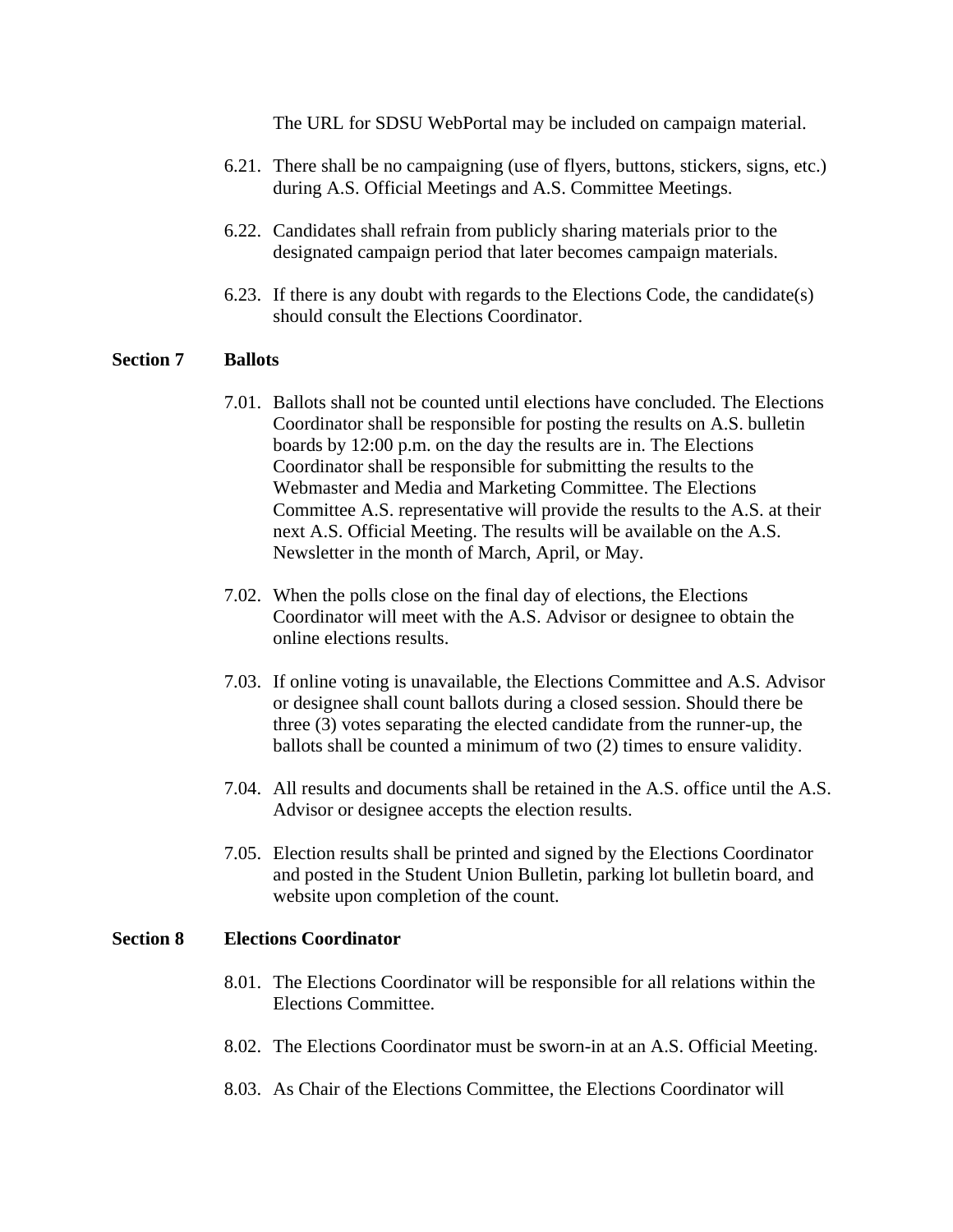The URL for SDSU WebPortal may be included on campaign material.

6.21. There shall be no campaigning (use of flyers, buttons, stickers, signs, etc.) during A.S. Official Meetings and A.S. Committee Meetings.

6.22. Candidates shall refrain from publicly sharing materials prior to the designated campaign period that later becomes campaign materials.

6.23. If there is any doubt with regards to the Elections Code, the candidate(s) should consult the Elections Coordinator.

**Section 7 Ballots**

7.01. Ballots shall not be counted until elections have concluded. The Elections Coordinator shall be responsible for posting the results on A.S. bulletin boards by 12:00 p.m. on the day the results are in. The Elections Coordinator shall be responsible for submitting the results to the Webmaster and Media and Marketing Committee. The Elections Committee A.S. representative will provide the results to the A.S. at their next A.S. Official Meeting. The results will be available on the A.S. Newsletter in the month of March, April, or May.

7.02. When the polls close on the final day of elections, the Elections Coordinator will meet with the A.S. Advisor or designee to obtain the online elections results.

7.03. If online voting is unavailable, the Elections Committee and A.S. Advisor or designee shall count ballots during a closed session. Should there be three (3) votes separating the elected candidate from the runner-up, the ballots shall be counted a minimum of two (2) times to ensure validity.

7.04. All results and documents shall be retained in the A.S. office until the A.S. Advisor or designee accepts the election results.

7.05. Election results shall be printed and signed by the Elections Coordinator and posted in the Student Union Bulletin, parking lot bulletin board, and website upon completion of the count.

**Section 8 Elections Coordinator**

8.01. The Elections Coordinator will be responsible for all relations within the Elections Committee.

8.02. The Elections Coordinator must be sworn-in at an A.S. Official Meeting.

8.03. As Chair of the Elections Committee, the Elections Coordinator will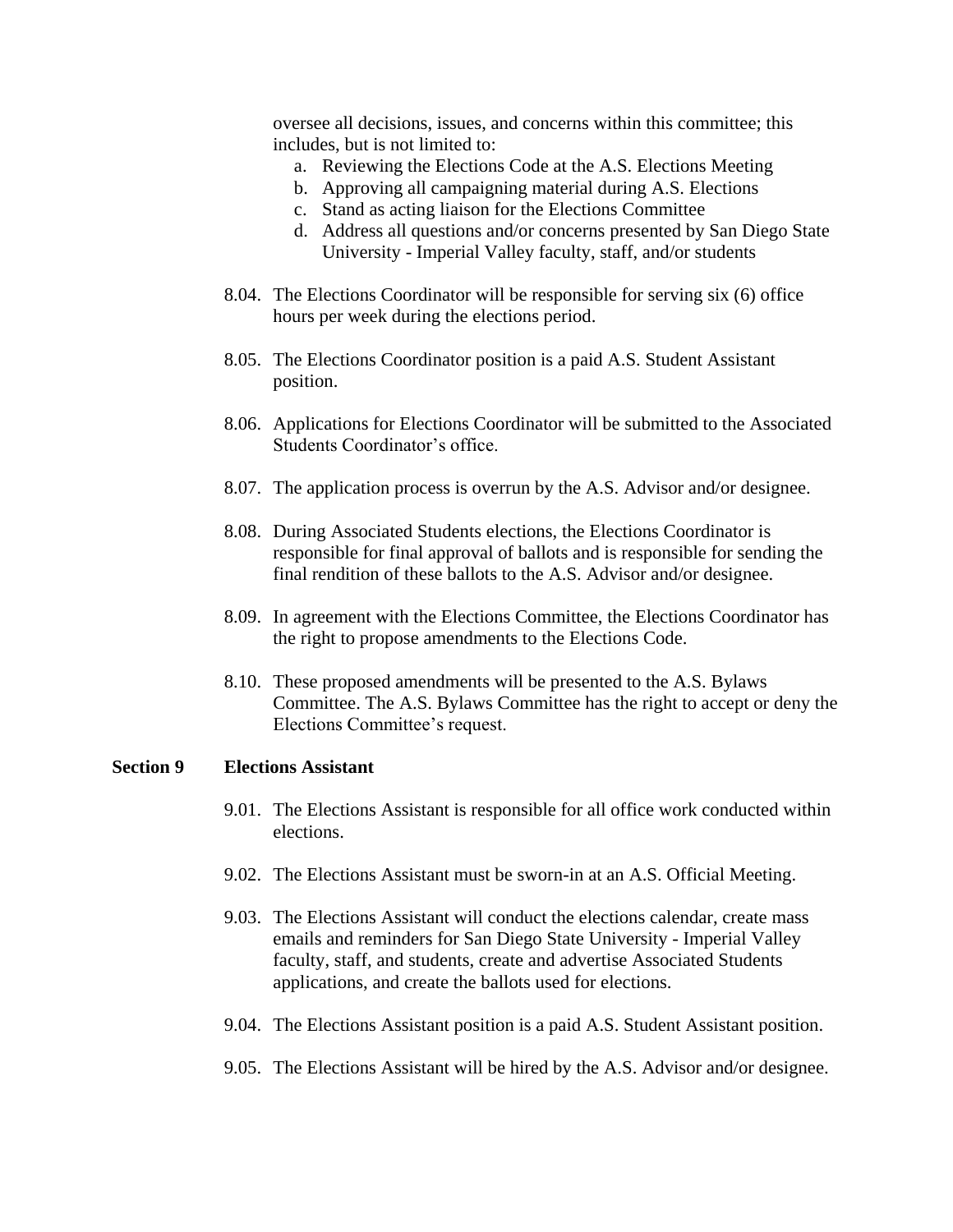oversee all decisions, issues, and concerns within this committee; this includes, but is not limited to:

a. Reviewing the Elections Code at the A.S. Elections Meeting
b. Approving all campaigning material during A.S. Elections
c. Stand as acting liaison for the Elections Committee
d. Address all questions and/or concerns presented by San Diego State University - Imperial Valley faculty, staff, and/or students

8.04. The Elections Coordinator will be responsible for serving six (6) office hours per week during the elections period.

8.05. The Elections Coordinator position is a paid A.S. Student Assistant position.

8.06. Applications for Elections Coordinator will be submitted to the Associated Students Coordinator's office.

8.07. The application process is overrun by the A.S. Advisor and/or designee.

8.08. During Associated Students elections, the Elections Coordinator is responsible for final approval of ballots and is responsible for sending the final rendition of these ballots to the A.S. Advisor and/or designee.

8.09. In agreement with the Elections Committee, the Elections Coordinator has the right to propose amendments to the Elections Code.

8.10. These proposed amendments will be presented to the A.S. Bylaws Committee. The A.S. Bylaws Committee has the right to accept or deny the Elections Committee's request.

**Section 9 Elections Assistant**

9.01. The Elections Assistant is responsible for all office work conducted within elections.

9.02. The Elections Assistant must be sworn-in at an A.S. Official Meeting.

9.03. The Elections Assistant will conduct the elections calendar, create mass emails and reminders for San Diego State University - Imperial Valley faculty, staff, and students, create and advertise Associated Students applications, and create the ballots used for elections.

9.04. The Elections Assistant position is a paid A.S. Student Assistant position.

9.05. The Elections Assistant will be hired by the A.S. Advisor and/or designee.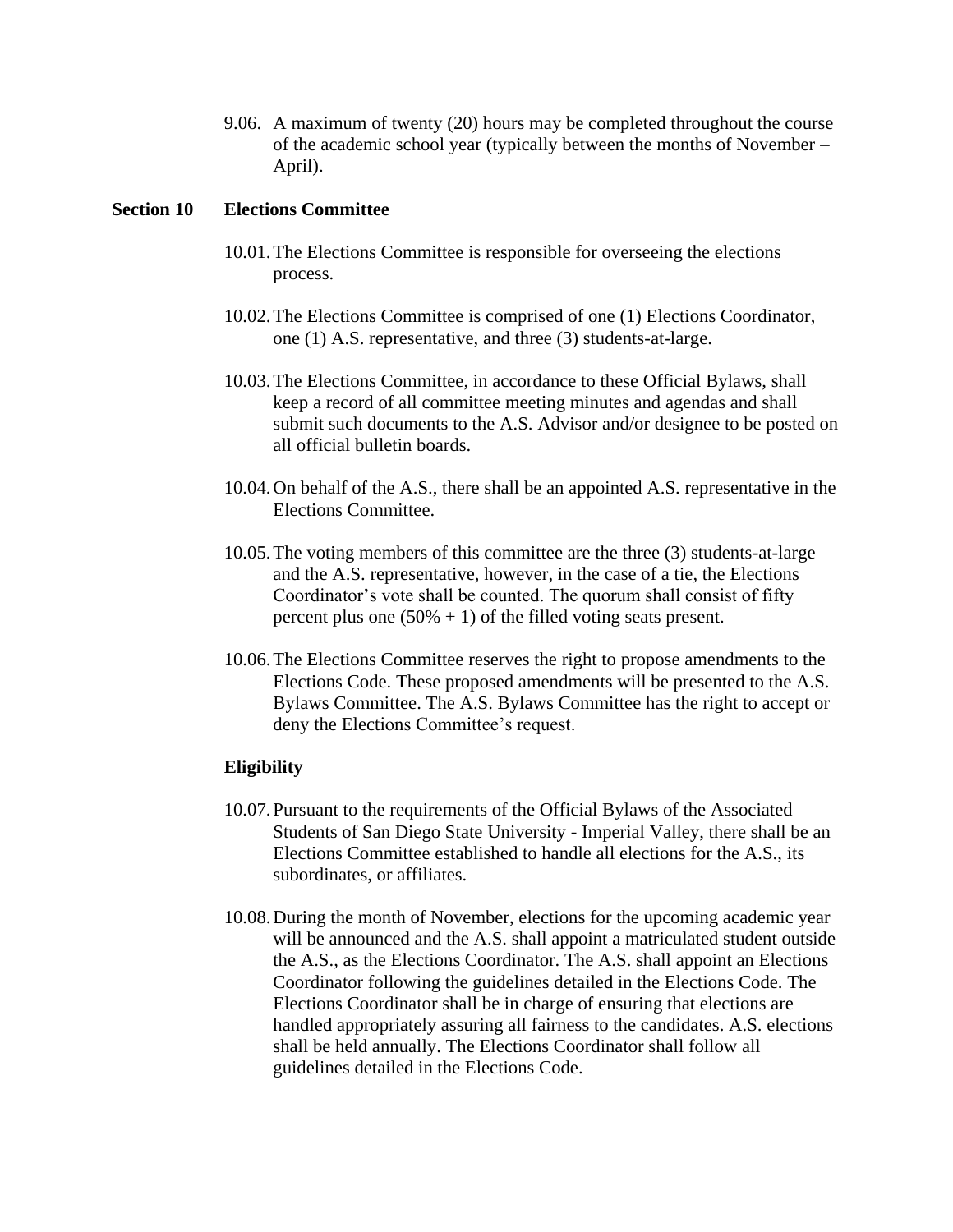9.06. A maximum of twenty (20) hours may be completed throughout the course of the academic school year (typically between the months of November – April).

**Section 10 Elections Committee**

10.01. The Elections Committee is responsible for overseeing the elections process.

10.02. The Elections Committee is comprised of one (1) Elections Coordinator, one (1) A.S. representative, and three (3) students-at-large.

10.03. The Elections Committee, in accordance to these Official Bylaws, shall keep a record of all committee meeting minutes and agendas and shall submit such documents to the A.S. Advisor and/or designee to be posted on all official bulletin boards.

10.04. On behalf of the A.S., there shall be an appointed A.S. representative in the Elections Committee.

10.05. The voting members of this committee are the three (3) students-at-large and the A.S. representative, however, in the case of a tie, the Elections Coordinator's vote shall be counted. The quorum shall consist of fifty percent plus one (50% + 1) of the filled voting seats present.

10.06. The Elections Committee reserves the right to propose amendments to the Elections Code. These proposed amendments will be presented to the A.S. Bylaws Committee. The A.S. Bylaws Committee has the right to accept or deny the Elections Committee's request.

**Eligibility**

10.07. Pursuant to the requirements of the Official Bylaws of the Associated Students of San Diego State University - Imperial Valley, there shall be an Elections Committee established to handle all elections for the A.S., its subordinates, or affiliates.

10.08. During the month of November, elections for the upcoming academic year will be announced and the A.S. shall appoint a matriculated student outside the A.S., as the Elections Coordinator. The A.S. shall appoint an Elections Coordinator following the guidelines detailed in the Elections Code. The Elections Coordinator shall be in charge of ensuring that elections are handled appropriately assuring all fairness to the candidates. A.S. elections shall be held annually. The Elections Coordinator shall follow all guidelines detailed in the Elections Code.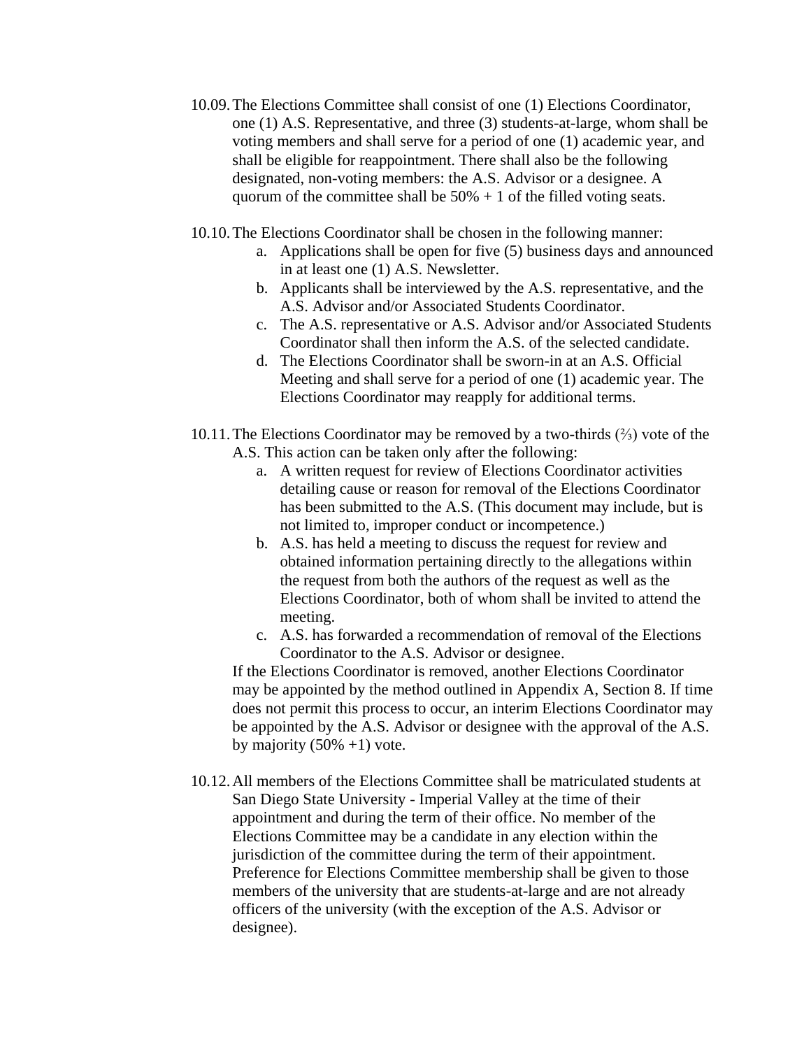10.09. The Elections Committee shall consist of one (1) Elections Coordinator, one (1) A.S. Representative, and three (3) students-at-large, whom shall be voting members and shall serve for a period of one (1) academic year, and shall be eligible for reappointment. There shall also be the following designated, non-voting members: the A.S. Advisor or a designee. A quorum of the committee shall be 50% + 1 of the filled voting seats.

10.10. The Elections Coordinator shall be chosen in the following manner:

a. Applications shall be open for five (5) business days and announced in at least one (1) A.S. Newsletter.
b. Applicants shall be interviewed by the A.S. representative, and the A.S. Advisor and/or Associated Students Coordinator.
c. The A.S. representative or A.S. Advisor and/or Associated Students Coordinator shall then inform the A.S. of the selected candidate.
d. The Elections Coordinator shall be sworn-in at an A.S. Official Meeting and shall serve for a period of one (1) academic year. The Elections Coordinator may reapply for additional terms.

10.11. The Elections Coordinator may be removed by a two-thirds (⅔) vote of the A.S. This action can be taken only after the following:

a. A written request for review of Elections Coordinator activities detailing cause or reason for removal of the Elections Coordinator has been submitted to the A.S. (This document may include, but is not limited to, improper conduct or incompetence.)
b. A.S. has held a meeting to discuss the request for review and obtained information pertaining directly to the allegations within the request from both the authors of the request as well as the Elections Coordinator, both of whom shall be invited to attend the meeting.
c. A.S. has forwarded a recommendation of removal of the Elections Coordinator to the A.S. Advisor or designee.

If the Elections Coordinator is removed, another Elections Coordinator may be appointed by the method outlined in Appendix A, Section 8. If time does not permit this process to occur, an interim Elections Coordinator may be appointed by the A.S. Advisor or designee with the approval of the A.S. by majority (50% +1) vote.

10.12. All members of the Elections Committee shall be matriculated students at San Diego State University - Imperial Valley at the time of their appointment and during the term of their office. No member of the Elections Committee may be a candidate in any election within the jurisdiction of the committee during the term of their appointment. Preference for Elections Committee membership shall be given to those members of the university that are students-at-large and are not already officers of the university (with the exception of the A.S. Advisor or designee).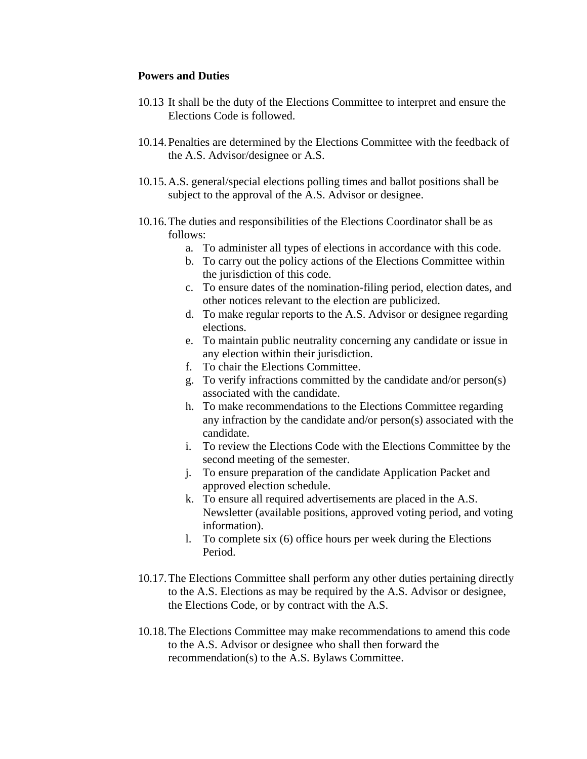**Powers and Duties**

10.13 It shall be the duty of the Elections Committee to interpret and ensure the Elections Code is followed.

10.14. Penalties are determined by the Elections Committee with the feedback of the A.S. Advisor/designee or A.S.

10.15. A.S. general/special elections polling times and ballot positions shall be subject to the approval of the A.S. Advisor or designee.

10.16. The duties and responsibilities of the Elections Coordinator shall be as follows:

   a. To administer all types of elections in accordance with this code.
   b. To carry out the policy actions of the Elections Committee within the jurisdiction of this code.
   c. To ensure dates of the nomination-filing period, election dates, and other notices relevant to the election are publicized.
   d. To make regular reports to the A.S. Advisor or designee regarding elections.
   e. To maintain public neutrality concerning any candidate or issue in any election within their jurisdiction.
   f. To chair the Elections Committee.
   g. To verify infractions committed by the candidate and/or person(s) associated with the candidate.
   h. To make recommendations to the Elections Committee regarding any infraction by the candidate and/or person(s) associated with the candidate.
   i. To review the Elections Code with the Elections Committee by the second meeting of the semester.
   j. To ensure preparation of the candidate Application Packet and approved election schedule.
   k. To ensure all required advertisements are placed in the A.S. Newsletter (available positions, approved voting period, and voting information).
   l. To complete six (6) office hours per week during the Elections Period.

10.17. The Elections Committee shall perform any other duties pertaining directly to the A.S. Elections as may be required by the A.S. Advisor or designee, the Elections Code, or by contract with the A.S.

10.18. The Elections Committee may make recommendations to amend this code to the A.S. Advisor or designee who shall then forward the recommendation(s) to the A.S. Bylaws Committee.